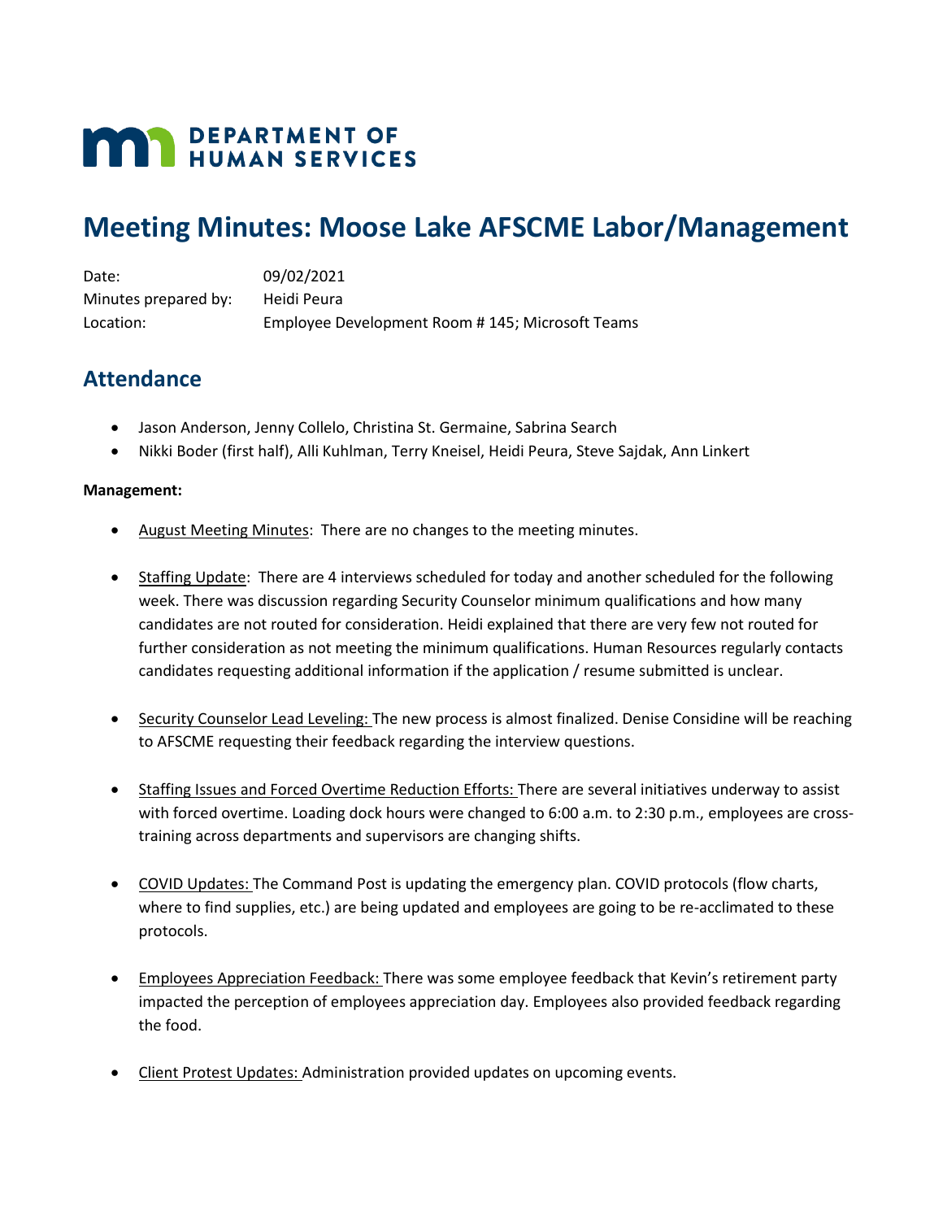**DEPARTMENT OF HUMAN SERVICES**

# Meeting Minutes: Moose Lake AFSCME Labor/Management

Date: 09/02/2021
Minutes prepared by: Heidi Peura
Location: Employee Development Room # 145; Microsoft Teams

## Attendance

- Jason Anderson, Jenny Collelo, Christina St. Germaine, Sabrina Search
- Nikki Boder (first half), Alli Kuhlman, Terry Kneisel, Heidi Peura, Steve Sajdak, Ann Linkert

**Management:**

- August Meeting Minutes: There are no changes to the meeting minutes.
- Staffing Update: There are 4 interviews scheduled for today and another scheduled for the following week. There was discussion regarding Security Counselor minimum qualifications and how many candidates are not routed for consideration. Heidi explained that there are very few not routed for further consideration as not meeting the minimum qualifications. Human Resources regularly contacts candidates requesting additional information if the application / resume submitted is unclear.
- Security Counselor Lead Leveling: The new process is almost finalized. Denise Considine will be reaching to AFSCME requesting their feedback regarding the interview questions.
- Staffing Issues and Forced Overtime Reduction Efforts: There are several initiatives underway to assist with forced overtime. Loading dock hours were changed to 6:00 a.m. to 2:30 p.m., employees are cross-training across departments and supervisors are changing shifts.
- COVID Updates: The Command Post is updating the emergency plan. COVID protocols (flow charts, where to find supplies, etc.) are being updated and employees are going to be re-acclimated to these protocols.
- Employees Appreciation Feedback: There was some employee feedback that Kevin's retirement party impacted the perception of employees appreciation day. Employees also provided feedback regarding the food.
- Client Protest Updates: Administration provided updates on upcoming events.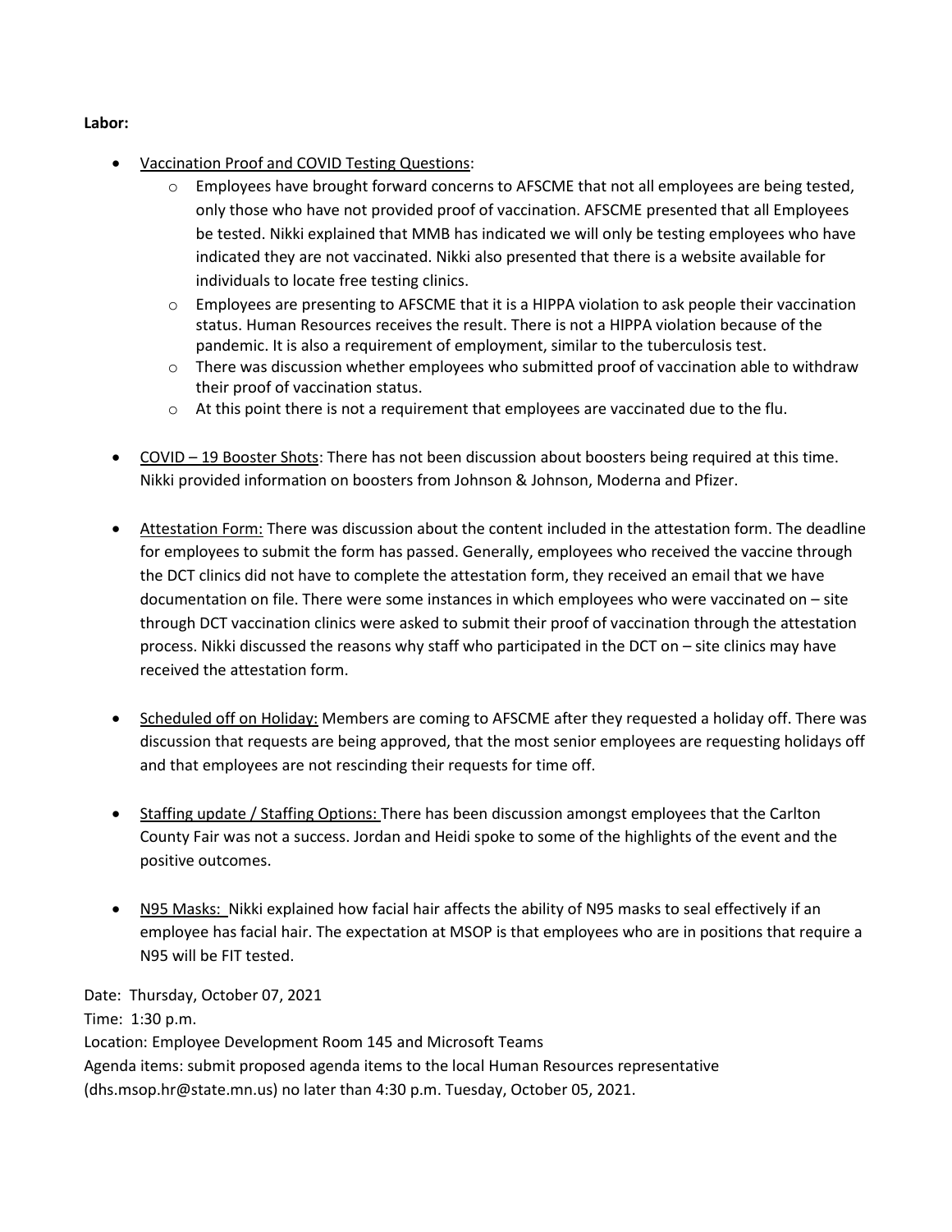**Labor:**

- Vaccination Proof and COVID Testing Questions:
    - Employees have brought forward concerns to AFSCME that not all employees are being tested, only those who have not provided proof of vaccination. AFSCME presented that all Employees be tested. Nikki explained that MMB has indicated we will only be testing employees who have indicated they are not vaccinated. Nikki also presented that there is a website available for individuals to locate free testing clinics.
    - Employees are presenting to AFSCME that it is a HIPPA violation to ask people their vaccination status. Human Resources receives the result. There is not a HIPPA violation because of the pandemic. It is also a requirement of employment, similar to the tuberculosis test.
    - There was discussion whether employees who submitted proof of vaccination able to withdraw their proof of vaccination status.
    - At this point there is not a requirement that employees are vaccinated due to the flu.

- COVID – 19 Booster Shots: There has not been discussion about boosters being required at this time. Nikki provided information on boosters from Johnson & Johnson, Moderna and Pfizer.

- Attestation Form: There was discussion about the content included in the attestation form. The deadline for employees to submit the form has passed. Generally, employees who received the vaccine through the DCT clinics did not have to complete the attestation form, they received an email that we have documentation on file. There were some instances in which employees who were vaccinated on – site through DCT vaccination clinics were asked to submit their proof of vaccination through the attestation process. Nikki discussed the reasons why staff who participated in the DCT on – site clinics may have received the attestation form.

- Scheduled off on Holiday: Members are coming to AFSCME after they requested a holiday off. There was discussion that requests are being approved, that the most senior employees are requesting holidays off and that employees are not rescinding their requests for time off.

- Staffing update / Staffing Options: There has been discussion amongst employees that the Carlton County Fair was not a success. Jordan and Heidi spoke to some of the highlights of the event and the positive outcomes.

- N95 Masks: Nikki explained how facial hair affects the ability of N95 masks to seal effectively if an employee has facial hair. The expectation at MSOP is that employees who are in positions that require a N95 will be FIT tested.

Date: Thursday, October 07, 2021
Time: 1:30 p.m.
Location: Employee Development Room 145 and Microsoft Teams
Agenda items: submit proposed agenda items to the local Human Resources representative (dhs.msop.hr@state.mn.us) no later than 4:30 p.m. Tuesday, October 05, 2021.